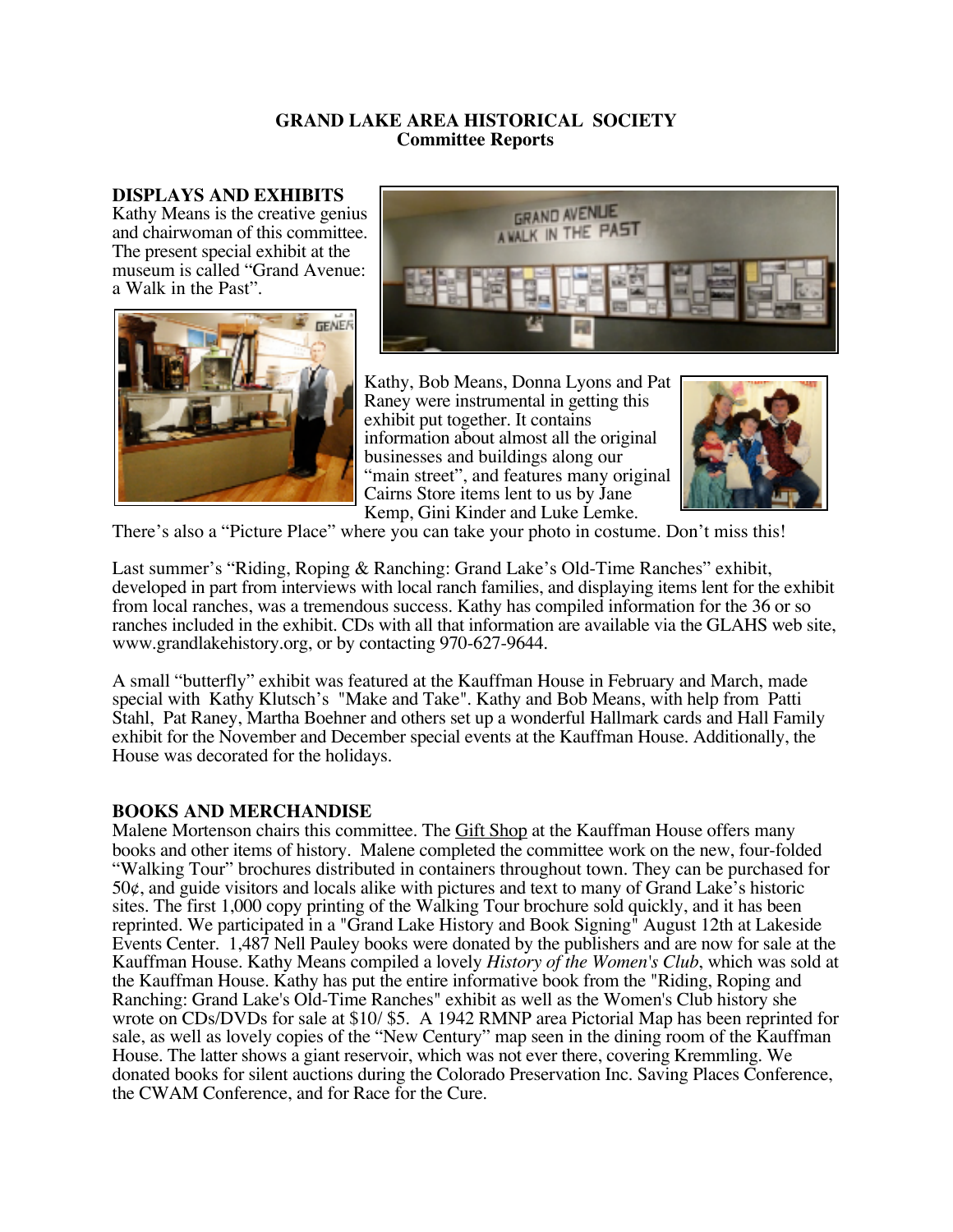# GRAND LAKE AREA HISTORICAL SOCIETY
## Committee Reports

### DISPLAYS AND EXHIBITS

Kathy Means is the creative genius and chairwoman of this committee. The present special exhibit at the museum is called "Grand Avenue: a Walk in the Past".

Kathy, Bob Means, Donna Lyons and Pat Raney were instrumental in getting this exhibit put together. It contains information about almost all the original businesses and buildings along our "main street", and features many original Cairns Store items lent to us by Jane Kemp, Gini Kinder and Luke Lemke. There's also a "Picture Place" where you can take your photo in costume. Don't miss this!

Last summer's "Riding, Roping & Ranching: Grand Lake's Old-Time Ranches" exhibit, developed in part from interviews with local ranch families, and displaying items lent for the exhibit from local ranches, was a tremendous success. Kathy has compiled information for the 36 or so ranches included in the exhibit. CDs with all that information are available via the GLAHS web site, www.grandlakehistory.org, or by contacting 970-627-9644.

A small "butterfly" exhibit was featured at the Kauffman House in February and March, made special with Kathy Klutsch's "Make and Take". Kathy and Bob Means, with help from Patti Stahl, Pat Raney, Martha Boehner and others set up a wonderful Hallmark cards and Hall Family exhibit for the November and December special events at the Kauffman House. Additionally, the House was decorated for the holidays.

### BOOKS AND MERCHANDISE

Malene Mortenson chairs this committee. The Gift Shop at the Kauffman House offers many books and other items of history. Malene completed the committee work on the new, four-folded "Walking Tour" brochures distributed in containers throughout town. They can be purchased for 50¢, and guide visitors and locals alike with pictures and text to many of Grand Lake's historic sites. The first 1,000 copy printing of the Walking Tour brochure sold quickly, and it has been reprinted. We participated in a "Grand Lake History and Book Signing" August 12th at Lakeside Events Center. 1,487 Nell Pauley books were donated by the publishers and are now for sale at the Kauffman House. Kathy Means compiled a lovely *History of the Women's Club*, which was sold at the Kauffman House. Kathy has put the entire informative book from the "Riding, Roping and Ranching: Grand Lake's Old-Time Ranches" exhibit as well as the Women's Club history she wrote on CDs/DVDs for sale at $10/ $5. A 1942 RMNP area Pictorial Map has been reprinted for sale, as well as lovely copies of the "New Century" map seen in the dining room of the Kauffman House. The latter shows a giant reservoir, which was not ever there, covering Kremmling. We donated books for silent auctions during the Colorado Preservation Inc. Saving Places Conference, the CWAM Conference, and for Race for the Cure.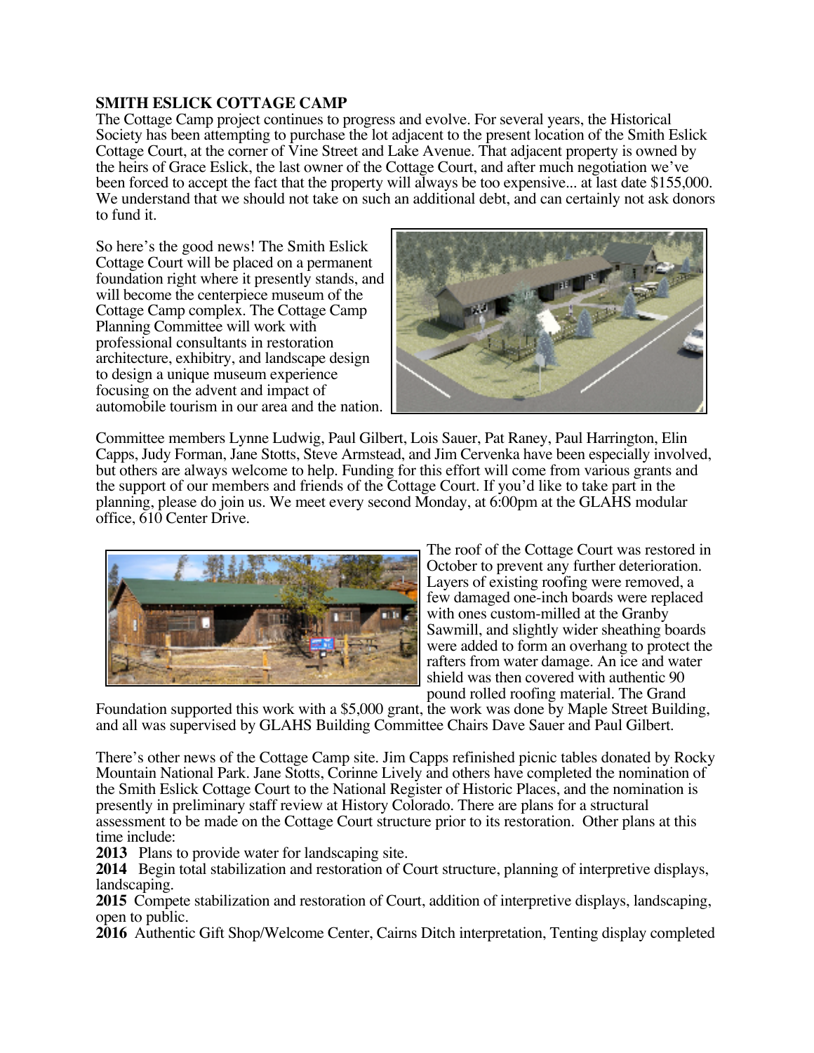**SMITH ESLICK COTTAGE CAMP**

The Cottage Camp project continues to progress and evolve. For several years, the Historical Society has been attempting to purchase the lot adjacent to the present location of the Smith Eslick Cottage Court, at the corner of Vine Street and Lake Avenue. That adjacent property is owned by the heirs of Grace Eslick, the last owner of the Cottage Court, and after much negotiation we've been forced to accept the fact that the property will always be too expensive... at last date $155,000. We understand that we should not take on such an additional debt, and can certainly not ask donors to fund it.

So here's the good news! The Smith Eslick Cottage Court will be placed on a permanent foundation right where it presently stands, and will become the centerpiece museum of the Cottage Camp complex. The Cottage Camp Planning Committee will work with professional consultants in restoration architecture, exhibitry, and landscape design to design a unique museum experience focusing on the advent and impact of automobile tourism in our area and the nation.

Committee members Lynne Ludwig, Paul Gilbert, Lois Sauer, Pat Raney, Paul Harrington, Elin Capps, Judy Forman, Jane Stotts, Steve Armstead, and Jim Cervenka have been especially involved, but others are always welcome to help. Funding for this effort will come from various grants and the support of our members and friends of the Cottage Court. If you'd like to take part in the planning, please do join us. We meet every second Monday, at 6:00pm at the GLAHS modular office, 610 Center Drive.

The roof of the Cottage Court was restored in October to prevent any further deterioration. Layers of existing roofing were removed, a few damaged one-inch boards were replaced with ones custom-milled at the Granby Sawmill, and slightly wider sheathing boards were added to form an overhang to protect the rafters from water damage. An ice and water shield was then covered with authentic 90 pound rolled roofing material. The Grand Foundation supported this work with a $5,000 grant, the work was done by Maple Street Building, and all was supervised by GLAHS Building Committee Chairs Dave Sauer and Paul Gilbert.

There's other news of the Cottage Camp site. Jim Capps refinished picnic tables donated by Rocky Mountain National Park. Jane Stotts, Corinne Lively and others have completed the nomination of the Smith Eslick Cottage Court to the National Register of Historic Places, and the nomination is presently in preliminary staff review at History Colorado. There are plans for a structural assessment to be made on the Cottage Court structure prior to its restoration. Other plans at this time include:

**2013** Plans to provide water for landscaping site.
**2014** Begin total stabilization and restoration of Court structure, planning of interpretive displays, landscaping.
**2015** Compete stabilization and restoration of Court, addition of interpretive displays, landscaping, open to public.
**2016** Authentic Gift Shop/Welcome Center, Cairns Ditch interpretation, Tenting display completed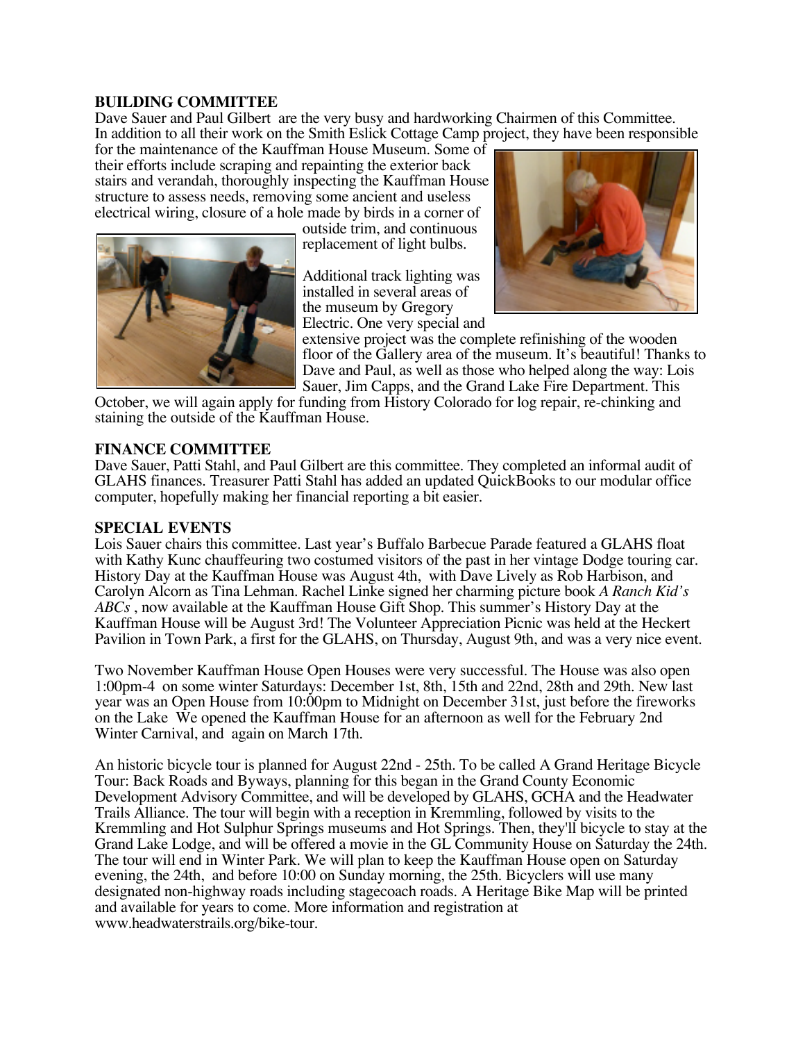**BUILDING COMMITTEE**

Dave Sauer and Paul Gilbert are the very busy and hardworking Chairmen of this Committee. In addition to all their work on the Smith Eslick Cottage Camp project, they have been responsible for the maintenance of the Kauffman House Museum. Some of their efforts include scraping and repainting the exterior back stairs and verandah, thoroughly inspecting the Kauffman House structure to assess needs, removing some ancient and useless electrical wiring, closure of a hole made by birds in a corner of outside trim, and continuous replacement of light bulbs.

Additional track lighting was installed in several areas of the museum by Gregory Electric. One very special and extensive project was the complete refinishing of the wooden floor of the Gallery area of the museum. It's beautiful! Thanks to Dave and Paul, as well as those who helped along the way: Lois Sauer, Jim Capps, and the Grand Lake Fire Department. This October, we will again apply for funding from History Colorado for log repair, re-chinking and staining the outside of the Kauffman House.

**FINANCE COMMITTEE**

Dave Sauer, Patti Stahl, and Paul Gilbert are this committee. They completed an informal audit of GLAHS finances. Treasurer Patti Stahl has added an updated QuickBooks to our modular office computer, hopefully making her financial reporting a bit easier.

**SPECIAL EVENTS**

Lois Sauer chairs this committee. Last year's Buffalo Barbecue Parade featured a GLAHS float with Kathy Kunc chauffeuring two costumed visitors of the past in her vintage Dodge touring car. History Day at the Kauffman House was August 4th, with Dave Lively as Rob Harbison, and Carolyn Alcorn as Tina Lehman. Rachel Linke signed her charming picture book *A Ranch Kid's ABCs* , now available at the Kauffman House Gift Shop. This summer's History Day at the Kauffman House will be August 3rd! The Volunteer Appreciation Picnic was held at the Heckert Pavilion in Town Park, a first for the GLAHS, on Thursday, August 9th, and was a very nice event.

Two November Kauffman House Open Houses were very successful. The House was also open 1:00pm-4 on some winter Saturdays: December 1st, 8th, 15th and 22nd, 28th and 29th. New last year was an Open House from 10:00pm to Midnight on December 31st, just before the fireworks on the Lake We opened the Kauffman House for an afternoon as well for the February 2nd Winter Carnival, and again on March 17th.

An historic bicycle tour is planned for August 22nd - 25th. To be called A Grand Heritage Bicycle Tour: Back Roads and Byways, planning for this began in the Grand County Economic Development Advisory Committee, and will be developed by GLAHS, GCHA and the Headwater Trails Alliance. The tour will begin with a reception in Kremmling, followed by visits to the Kremmling and Hot Sulphur Springs museums and Hot Springs. Then, they'll bicycle to stay at the Grand Lake Lodge, and will be offered a movie in the GL Community House on Saturday the 24th. The tour will end in Winter Park. We will plan to keep the Kauffman House open on Saturday evening, the 24th, and before 10:00 on Sunday morning, the 25th. Bicyclers will use many designated non-highway roads including stagecoach roads. A Heritage Bike Map will be printed and available for years to come. More information and registration at www.headwaterstrails.org/bike-tour.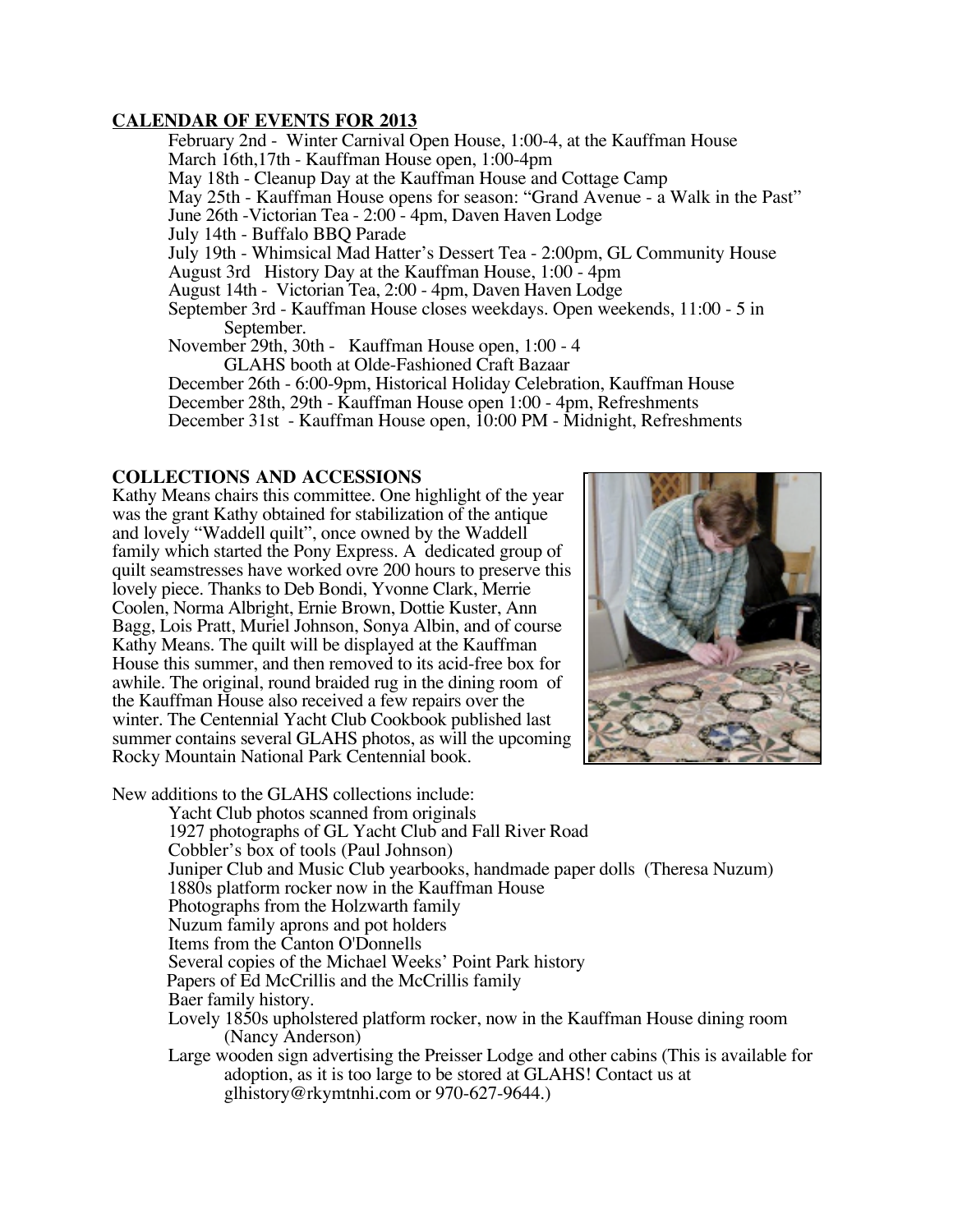**CALENDAR OF EVENTS FOR 2013**

February 2nd - Winter Carnival Open House, 1:00-4, at the Kauffman House
March 16th,17th - Kauffman House open, 1:00-4pm
May 18th - Cleanup Day at the Kauffman House and Cottage Camp
May 25th - Kauffman House opens for season: "Grand Avenue - a Walk in the Past"
June 26th -Victorian Tea - 2:00 - 4pm, Daven Haven Lodge
July 14th - Buffalo BBQ Parade
July 19th - Whimsical Mad Hatter's Dessert Tea - 2:00pm, GL Community House
August 3rd History Day at the Kauffman House, 1:00 - 4pm
August 14th - Victorian Tea, 2:00 - 4pm, Daven Haven Lodge
September 3rd - Kauffman House closes weekdays. Open weekends, 11:00 - 5 in September.
November 29th, 30th - Kauffman House open, 1:00 - 4
GLAHS booth at Olde-Fashioned Craft Bazaar
December 26th - 6:00-9pm, Historical Holiday Celebration, Kauffman House
December 28th, 29th - Kauffman House open 1:00 - 4pm, Refreshments
December 31st - Kauffman House open, 10:00 PM - Midnight, Refreshments

**COLLECTIONS AND ACCESSIONS**

Kathy Means chairs this committee. One highlight of the year was the grant Kathy obtained for stabilization of the antique and lovely "Waddell quilt", once owned by the Waddell family which started the Pony Express. A dedicated group of quilt seamstresses have worked ovre 200 hours to preserve this lovely piece. Thanks to Deb Bondi, Yvonne Clark, Merrie Coolen, Norma Albright, Ernie Brown, Dottie Kuster, Ann Bagg, Lois Pratt, Muriel Johnson, Sonya Albin, and of course Kathy Means. The quilt will be displayed at the Kauffman House this summer, and then removed to its acid-free box for awhile. The original, round braided rug in the dining room of the Kauffman House also received a few repairs over the winter. The Centennial Yacht Club Cookbook published last summer contains several GLAHS photos, as will the upcoming Rocky Mountain National Park Centennial book.

New additions to the GLAHS collections include:

- Yacht Club photos scanned from originals
- 1927 photographs of GL Yacht Club and Fall River Road
- Cobbler's box of tools (Paul Johnson)
- Juniper Club and Music Club yearbooks, handmade paper dolls (Theresa Nuzum)
- 1880s platform rocker now in the Kauffman House
- Photographs from the Holzwarth family
- Nuzum family aprons and pot holders
- Items from the Canton O'Donnells
- Several copies of the Michael Weeks' Point Park history
- Papers of Ed McCrillis and the McCrillis family
- Baer family history.
- Lovely 1850s upholstered platform rocker, now in the Kauffman House dining room (Nancy Anderson)
- Large wooden sign advertising the Preisser Lodge and other cabins (This is available for adoption, as it is too large to be stored at GLAHS! Contact us at glhistory@rkymtnhi.com or 970-627-9644.)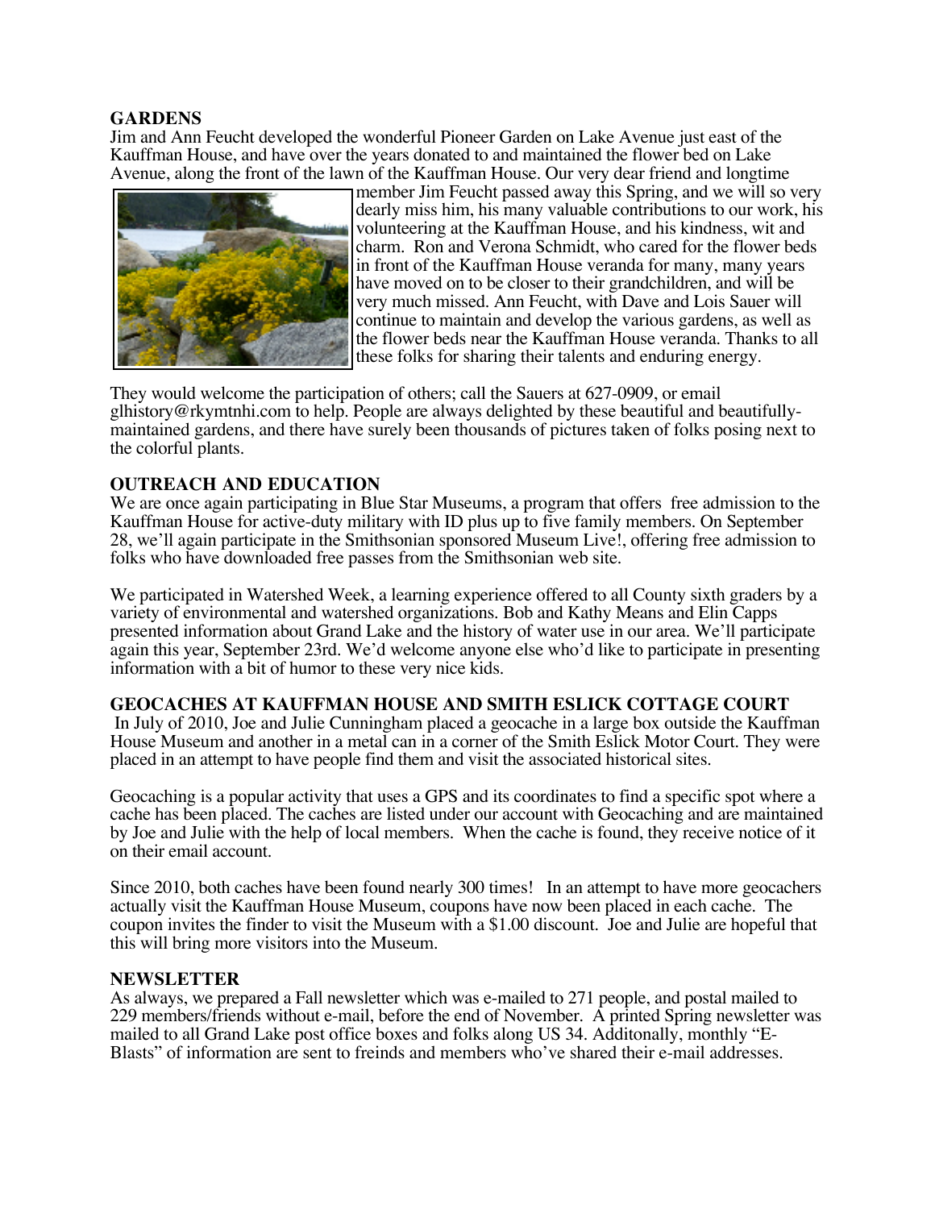## GARDENS

Jim and Ann Feucht developed the wonderful Pioneer Garden on Lake Avenue just east of the Kauffman House, and have over the years donated to and maintained the flower bed on Lake Avenue, along the front of the lawn of the Kauffman House. Our very dear friend and longtime member Jim Feucht passed away this Spring, and we will so very dearly miss him, his many valuable contributions to our work, his volunteering at the Kauffman House, and his kindness, wit and charm. Ron and Verona Schmidt, who cared for the flower beds in front of the Kauffman House veranda for many, many years have moved on to be closer to their grandchildren, and will be very much missed. Ann Feucht, with Dave and Lois Sauer will continue to maintain and develop the various gardens, as well as the flower beds near the Kauffman House veranda. Thanks to all these folks for sharing their talents and enduring energy.

They would welcome the participation of others; call the Sauers at 627-0909, or email glhistory@rkymtnhi.com to help. People are always delighted by these beautiful and beautifully-maintained gardens, and there have surely been thousands of pictures taken of folks posing next to the colorful plants.

## OUTREACH AND EDUCATION

We are once again participating in Blue Star Museums, a program that offers free admission to the Kauffman House for active-duty military with ID plus up to five family members. On September 28, we'll again participate in the Smithsonian sponsored Museum Live!, offering free admission to folks who have downloaded free passes from the Smithsonian web site.

We participated in Watershed Week, a learning experience offered to all County sixth graders by a variety of environmental and watershed organizations. Bob and Kathy Means and Elin Capps presented information about Grand Lake and the history of water use in our area. We'll participate again this year, September 23rd. We'd welcome anyone else who'd like to participate in presenting information with a bit of humor to these very nice kids.

## GEOCACHES AT KAUFFMAN HOUSE AND SMITH ESLICK COTTAGE COURT

In July of 2010, Joe and Julie Cunningham placed a geocache in a large box outside the Kauffman House Museum and another in a metal can in a corner of the Smith Eslick Motor Court. They were placed in an attempt to have people find them and visit the associated historical sites.

Geocaching is a popular activity that uses a GPS and its coordinates to find a specific spot where a cache has been placed. The caches are listed under our account with Geocaching and are maintained by Joe and Julie with the help of local members. When the cache is found, they receive notice of it on their email account.

Since 2010, both caches have been found nearly 300 times! In an attempt to have more geocachers actually visit the Kauffman House Museum, coupons have now been placed in each cache. The coupon invites the finder to visit the Museum with a $1.00 discount. Joe and Julie are hopeful that this will bring more visitors into the Museum.

## NEWSLETTER

As always, we prepared a Fall newsletter which was e-mailed to 271 people, and postal mailed to 229 members/friends without e-mail, before the end of November. A printed Spring newsletter was mailed to all Grand Lake post office boxes and folks along US 34. Additonally, monthly "E-Blasts" of information are sent to freinds and members who've shared their e-mail addresses.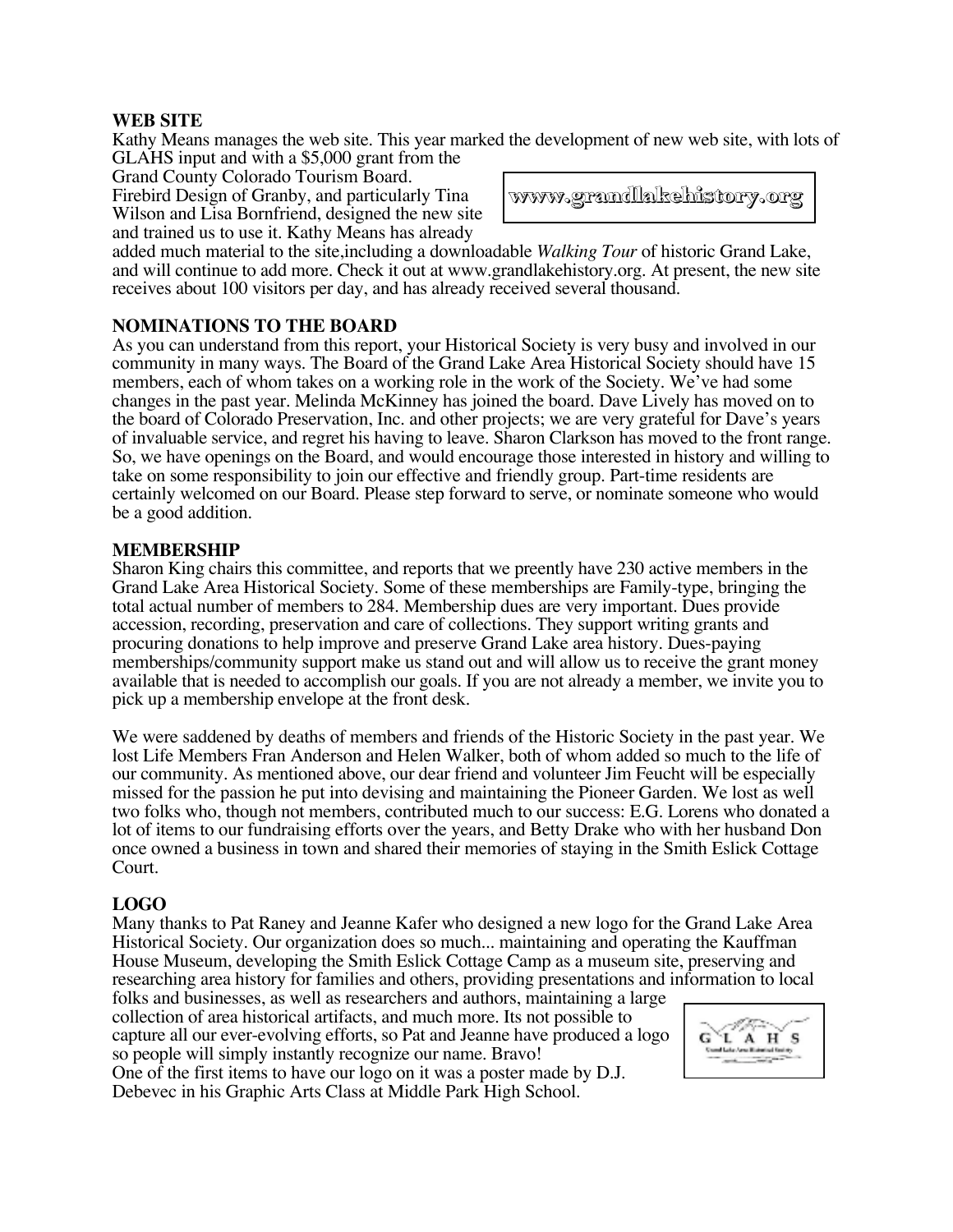**WEB SITE**

Kathy Means manages the web site. This year marked the development of new web site, with lots of GLAHS input and with a $5,000 grant from the Grand County Colorado Tourism Board. Firebird Design of Granby, and particularly Tina Wilson and Lisa Bornfriend, designed the new site and trained us to use it. Kathy Means has already added much material to the site,including a downloadable *Walking Tour* of historic Grand Lake, and will continue to add more. Check it out at www.grandlakehistory.org. At present, the new site receives about 100 visitors per day, and has already received several thousand.

www.grandlakehistory.org

**NOMINATIONS TO THE BOARD**

As you can understand from this report, your Historical Society is very busy and involved in our community in many ways. The Board of the Grand Lake Area Historical Society should have 15 members, each of whom takes on a working role in the work of the Society. We've had some changes in the past year. Melinda McKinney has joined the board. Dave Lively has moved on to the board of Colorado Preservation, Inc. and other projects; we are very grateful for Dave's years of invaluable service, and regret his having to leave. Sharon Clarkson has moved to the front range. So, we have openings on the Board, and would encourage those interested in history and willing to take on some responsibility to join our effective and friendly group. Part-time residents are certainly welcomed on our Board. Please step forward to serve, or nominate someone who would be a good addition.

**MEMBERSHIP**

Sharon King chairs this committee, and reports that we preently have 230 active members in the Grand Lake Area Historical Society. Some of these memberships are Family-type, bringing the total actual number of members to 284. Membership dues are very important. Dues provide accession, recording, preservation and care of collections. They support writing grants and procuring donations to help improve and preserve Grand Lake area history. Dues-paying memberships/community support make us stand out and will allow us to receive the grant money available that is needed to accomplish our goals. If you are not already a member, we invite you to pick up a membership envelope at the front desk.

We were saddened by deaths of members and friends of the Historic Society in the past year. We lost Life Members Fran Anderson and Helen Walker, both of whom added so much to the life of our community. As mentioned above, our dear friend and volunteer Jim Feucht will be especially missed for the passion he put into devising and maintaining the Pioneer Garden. We lost as well two folks who, though not members, contributed much to our success: E.G. Lorens who donated a lot of items to our fundraising efforts over the years, and Betty Drake who with her husband Don once owned a business in town and shared their memories of staying in the Smith Eslick Cottage Court.

**LOGO**

Many thanks to Pat Raney and Jeanne Kafer who designed a new logo for the Grand Lake Area Historical Society. Our organization does so much... maintaining and operating the Kauffman House Museum, developing the Smith Eslick Cottage Camp as a museum site, preserving and researching area history for families and others, providing presentations and information to local folks and businesses, as well as researchers and authors, maintaining a large collection of area historical artifacts, and much more. Its not possible to capture all our ever-evolving efforts, so Pat and Jeanne have produced a logo so people will simply instantly recognize our name. Bravo!

One of the first items to have our logo on it was a poster made by D.J. Debevec in his Graphic Arts Class at Middle Park High School.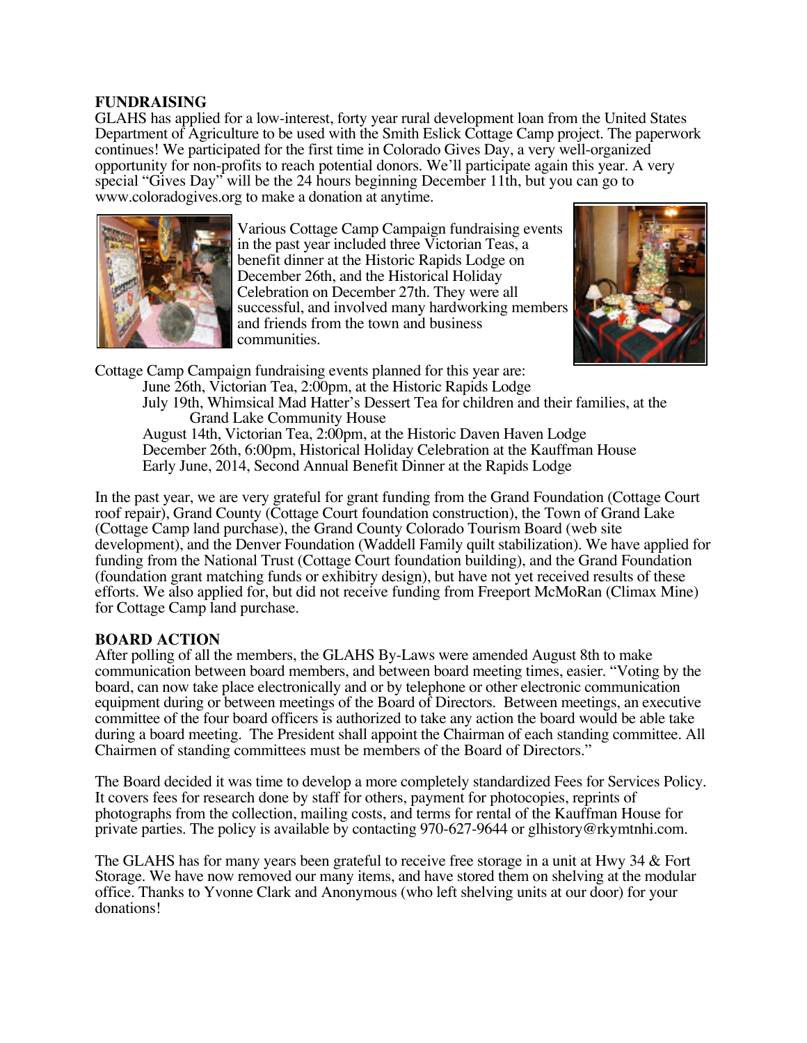## FUNDRAISING

GLAHS has applied for a low-interest, forty year rural development loan from the United States Department of Agriculture to be used with the Smith Eslick Cottage Camp project. The paperwork continues! We participated for the first time in Colorado Gives Day, a very well-organized opportunity for non-profits to reach potential donors. We'll participate again this year. A very special "Gives Day" will be the 24 hours beginning December 11th, but you can go to www.coloradogives.org to make a donation at anytime.

Various Cottage Camp Campaign fundraising events in the past year included three Victorian Teas, a benefit dinner at the Historic Rapids Lodge on December 26th, and the Historical Holiday Celebration on December 27th. They were all successful, and involved many hardworking members and friends from the town and business communities.

Cottage Camp Campaign fundraising events planned for this year are:

- June 26th, Victorian Tea, 2:00pm, at the Historic Rapids Lodge
- July 19th, Whimsical Mad Hatter's Dessert Tea for children and their families, at the Grand Lake Community House
- August 14th, Victorian Tea, 2:00pm, at the Historic Daven Haven Lodge
- December 26th, 6:00pm, Historical Holiday Celebration at the Kauffman House
- Early June, 2014, Second Annual Benefit Dinner at the Rapids Lodge

In the past year, we are very grateful for grant funding from the Grand Foundation (Cottage Court roof repair), Grand County (Cottage Court foundation construction), the Town of Grand Lake (Cottage Camp land purchase), the Grand County Colorado Tourism Board (web site development), and the Denver Foundation (Waddell Family quilt stabilization). We have applied for funding from the National Trust (Cottage Court foundation building), and the Grand Foundation (foundation grant matching funds or exhibitry design), but have not yet received results of these efforts. We also applied for, but did not receive funding from Freeport McMoRan (Climax Mine) for Cottage Camp land purchase.

## BOARD ACTION

After polling of all the members, the GLAHS By-Laws were amended August 8th to make communication between board members, and between board meeting times, easier. "Voting by the board, can now take place electronically and or by telephone or other electronic communication equipment during or between meetings of the Board of Directors. Between meetings, an executive committee of the four board officers is authorized to take any action the board would be able take during a board meeting. The President shall appoint the Chairman of each standing committee. All Chairmen of standing committees must be members of the Board of Directors."

The Board decided it was time to develop a more completely standardized Fees for Services Policy. It covers fees for research done by staff for others, payment for photocopies, reprints of photographs from the collection, mailing costs, and terms for rental of the Kauffman House for private parties. The policy is available by contacting 970-627-9644 or glhistory@rkymtnhi.com.

The GLAHS has for many years been grateful to receive free storage in a unit at Hwy 34 & Fort Storage. We have now removed our many items, and have stored them on shelving at the modular office. Thanks to Yvonne Clark and Anonymous (who left shelving units at our door) for your donations!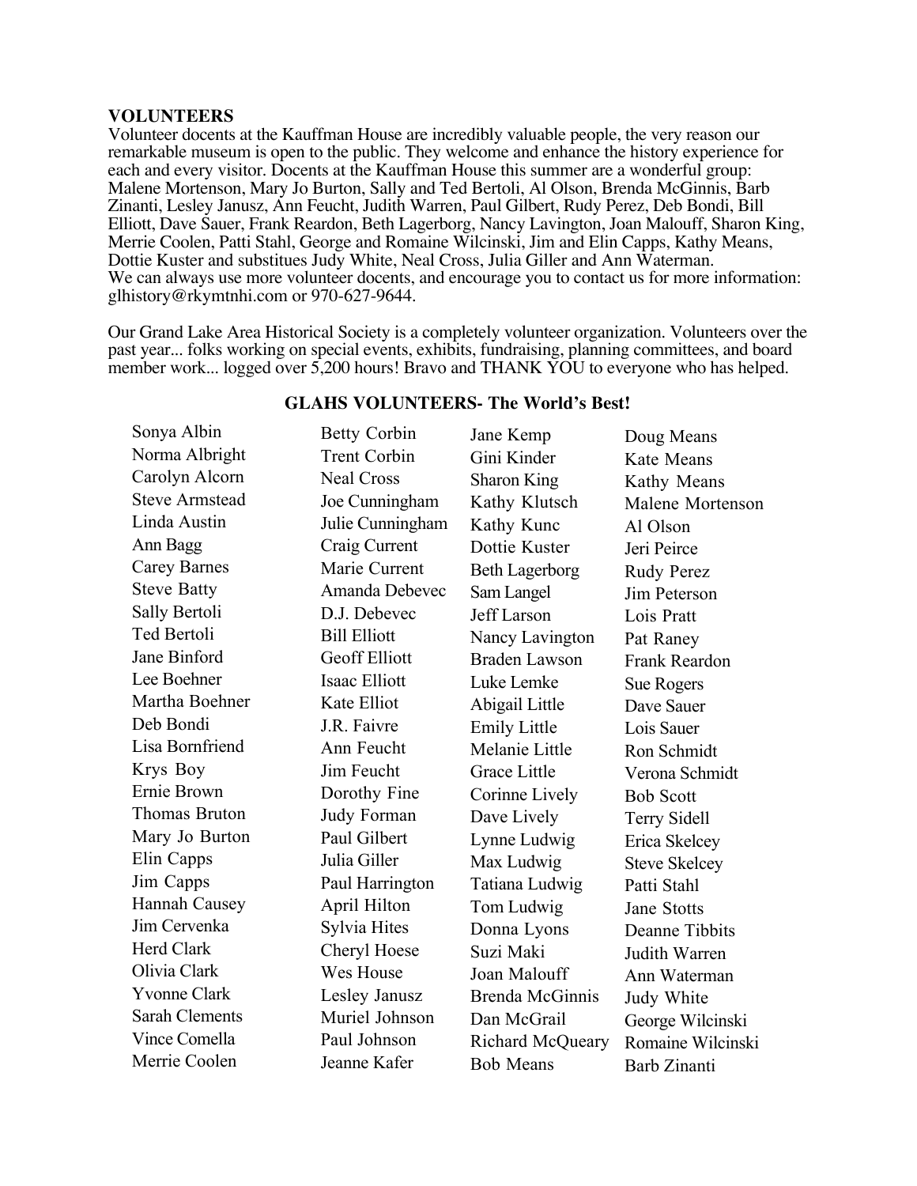**VOLUNTEERS**

Volunteer docents at the Kauffman House are incredibly valuable people, the very reason our remarkable museum is open to the public. They welcome and enhance the history experience for each and every visitor. Docents at the Kauffman House this summer are a wonderful group: Malene Mortenson, Mary Jo Burton, Sally and Ted Bertoli, Al Olson, Brenda McGinnis, Barb Zinanti, Lesley Janusz, Ann Feucht, Judith Warren, Paul Gilbert, Rudy Perez, Deb Bondi, Bill Elliott, Dave Sauer, Frank Reardon, Beth Lagerborg, Nancy Lavington, Joan Malouff, Sharon King, Merrie Coolen, Patti Stahl, George and Romaine Wilcinski, Jim and Elin Capps, Kathy Means, Dottie Kuster and substitues Judy White, Neal Cross, Julia Giller and Ann Waterman.
We can always use more volunteer docents, and encourage you to contact us for more information: glhistory@rkymtnhi.com or 970-627-9644.

Our Grand Lake Area Historical Society is a completely volunteer organization. Volunteers over the past year... folks working on special events, exhibits, fundraising, planning committees, and board member work... logged over 5,200 hours! Bravo and THANK YOU to everyone who has helped.

**GLAHS VOLUNTEERS- The World's Best!**

Sonya Albin
Norma Albright
Carolyn Alcorn
Steve Armstead
Linda Austin
Ann Bagg
Carey Barnes
Steve Batty
Sally Bertoli
Ted Bertoli
Jane Binford
Lee Boehner
Martha Boehner
Deb Bondi
Lisa Bornfriend
Krys Boy
Ernie Brown
Thomas Bruton
Mary Jo Burton
Elin Capps
Jim Capps
Hannah Causey
Jim Cervenka
Herd Clark
Olivia Clark
Yvonne Clark
Sarah Clements
Vince Comella
Merrie Coolen
Betty Corbin
Trent Corbin
Neal Cross
Joe Cunningham
Julie Cunningham
Craig Current
Marie Current
Amanda Debevec
D.J. Debevec
Bill Elliott
Geoff Elliott
Isaac Elliott
Kate Elliot
J.R. Faivre
Ann Feucht
Jim Feucht
Dorothy Fine
Judy Forman
Paul Gilbert
Julia Giller
Paul Harrington
April Hilton
Sylvia Hites
Cheryl Hoese
Wes House
Lesley Janusz
Muriel Johnson
Paul Johnson
Jeanne Kafer
Jane Kemp
Gini Kinder
Sharon King
Kathy Klutsch
Kathy Kunc
Dottie Kuster
Beth Lagerborg
Sam Langel
Jeff Larson
Nancy Lavington
Braden Lawson
Luke Lemke
Abigail Little
Emily Little
Melanie Little
Grace Little
Corinne Lively
Dave Lively
Lynne Ludwig
Max Ludwig
Tatiana Ludwig
Tom Ludwig
Donna Lyons
Suzi Maki
Joan Malouff
Brenda McGinnis
Dan McGrail
Richard McQueary
Bob Means
Doug Means
Kate Means
Kathy Means
Malene Mortenson
Al Olson
Jeri Peirce
Rudy Perez
Jim Peterson
Lois Pratt
Pat Raney
Frank Reardon
Sue Rogers
Dave Sauer
Lois Sauer
Ron Schmidt
Verona Schmidt
Bob Scott
Terry Sidell
Erica Skelcey
Steve Skelcey
Patti Stahl
Jane Stotts
Deanne Tibbits
Judith Warren
Ann Waterman
Judy White
George Wilcinski
Romaine Wilcinski
Barb Zinanti